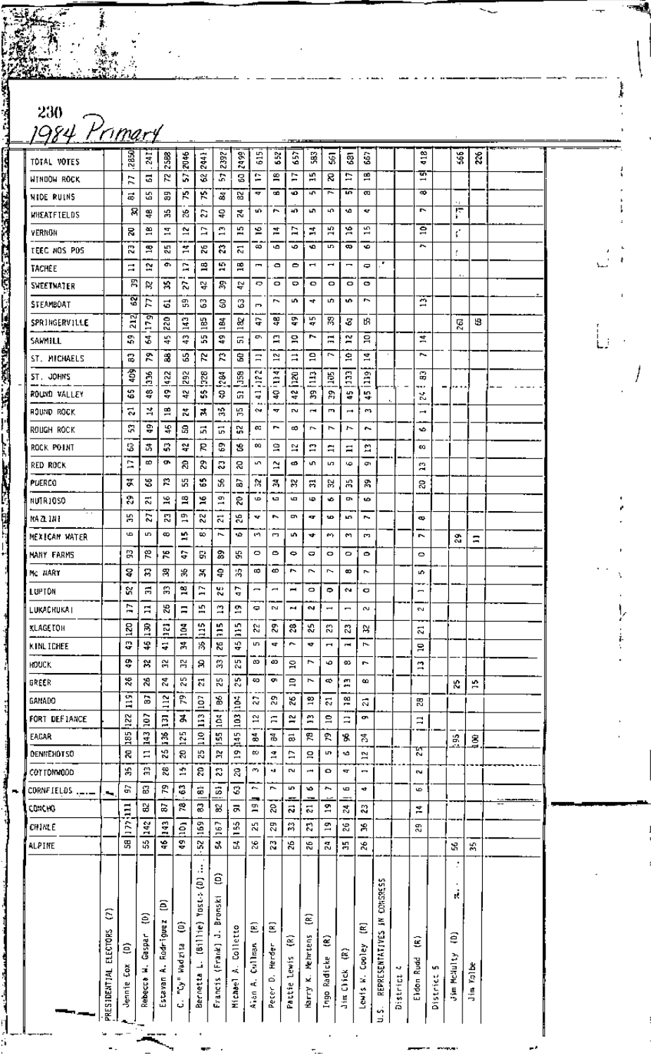## 1984 Primary

| | PRESIDENTIAL ELECTORS (7): Jennie Cox (D) | Rebecca W. Gaspar (D) | Estevan A. Rodriguez (D) | C. "Cy" Wadzita (D) | Bernetta L. (Billie) Yost... (D) | Francis (Frank) J. Bronski (D) | Michael A. Colletto | Alan A. Cullman (R) | Peter D. Herder (R) | Pattie Lewis (R) | Harry K. Mehrtens (R) | Ingo Radicke (R) | Jim Click (R) | Lewis W. Cooley (R) | U.S. REPRESENTATIVES IN CONGRESS — District 4: Eldon Rudd (R) | District 5: Jim McNulty (D) | Jim Kolbe |
|---|---|---|---|---|---|---|---|---|---|---|---|---|---|---|---|---|---|
| TOTAL VOTES | 2850 | 2411 | 2588 | 2046 | 2441 | 2392 | 2499 | 615 | 652 | 657 | 583 | 561 | 681 | 667 | 418 | 566 | 226 |
| WINDOW ROCK | 77 | 61 | 72 | 57 | 62 | 57 | 60 | 17 | 18 | 17 | 15 | 20 | 17 | 18 | 15 | | |
| WIDE RUINS | 81 | 65 | 89 | 75 | 75 | 84 | 82 | 4 | 8 | 6 | 7 | 5 | 5 | 8 | 8 | | |
| WHEATFIELDS | 30 | 48 | 35 | 26 | 27 | 40 | 24 | 5 | 7 | 5 | 5 | 5 | 6 | 4 | 7 | | |
| VERNON | 20 | 18 | 14 | 12 | 17 | 13 | 15 | 16 | 14 | 17 | 14 | 15 | 16 | 15 | 10 | | |
| TEEC NOS POS | 23 | 18 | 25 | 14 | 26 | 23 | 21 | 8 | 6 | 6 | 6 | 5 | 8 | 6 | 7 | | |
| TACHEE | 11 | 12 | 9 | 17 | 18 | 15 | 18 | 1 | 0 | 0 | 1 | 1 | 1 | 0 | | | |
| SWEETWATER | 39 | 32 | 35 | 27 | 42 | 39 | 42 | 0 | 0 | 0 | 0 | 0 | 0 | 0 | | | |
| STEAMBOAT | 62 | 77 | 61 | 59 | 63 | 60 | 63 | 3 | 7 | 5 | 4 | 5 | 5 | 7 | 13 | | |
| SPRINGERVILLE | 212 | 179 | 220 | 143 | 185 | 184 | 182 | 47 | 48 | 49 | 45 | 39 | 60 | 55 | | 261 | 65 |
| SAWMILL | 59 | 64 | 45 | 43 | 55 | 49 | 51 | 9 | 13 | 10 | 7 | 11 | 12 | 10 | 14 | | |
| ST. MICHAELS | 83 | 79 | 88 | 65 | 72 | 73 | 60 | 11 | 12 | 11 | 10 | 7 | 10 | 14 | 7 | | |
| ST. JOHNS | 409 | 336 | 422 | 292 | 328 | 284 | 358 | 122 | 114 | 120 | 113 | 105 | 133 | 119 | 83 | | |
| ROUND VALLEY | 65 | 48 | 49 | 42 | 55 | 40 | 51 | 41 | 40 | 42 | 39 | 39 | 45 | 45 | 24 | | |
| ROUND ROCK | 21 | 14 | 18 | 24 | 34 | 35 | 35 | 2 | 4 | 2 | 1 | 3 | 1 | 3 | 1 | | |
| ROUGH ROCK | 53 | 49 | 46 | 50 | 51 | 51 | 52 | 8 | 7 | 8 | 7 | 7 | 7 | 7 | 6 | | |
| ROCK POINT | 60 | 54 | 53 | 42 | 70 | 69 | 66 | 8 | 10 | 12 | 13 | 11 | 11 | 13 | 8 | | |
| RED ROCK | 17 | 8 | 9 | 20 | 29 | 23 | 20 | 5 | 12 | 6 | 5 | 5 | 6 | 9 | 13 | | |
| PUERCO | 94 | 66 | 73 | 55 | 65 | 56 | 87 | 32 | 34 | 32 | 31 | 32 | 35 | 39 | 20 | | |
| NUTRIOSO | 29 | 21 | 16 | 18 | 16 | 19 | 20 | 6 | 6 | 6 | 6 | 6 | 9 | 6 | | | |
| NAZLINI | 35 | 27 | 23 | 19 | 22 | 21 | 26 | 4 | 7 | 9 | 4 | 6 | 5 | 7 | 8 | | |
| MEXICAN WATER | 6 | 5 | 8 | 15 | 8 | 7 | 6 | 3 | 3 | 5 | 4 | 3 | 3 | 3 | 7 | 29 | 11 |
| MANY FARMS | 93 | 78 | 76 | 47 | 93 | 89 | 95 | 0 | 0 | 0 | 0 | 0 | 0 | 0 | 0 | | |
| Mc NARY | 40 | 33 | 39 | 36 | 34 | 40 | 35 | 8 | 6 | 7 | 7 | 7 | 8 | 7 | 5 | | |
| LUPTON | 52 | 31 | 33 | 18 | 17 | 25 | 47 | 1 | 1 | 1 | 0 | 1 | 2 | 0 | 1 | | |
| LUKACHUKAI | 17 | 11 | 26 | 11 | 15 | 13 | 19 | 0 | 2 | 1 | 2 | 1 | 1 | 2 | 2 | | |
| KLAGETOH | 120 | 130 | 121 | 104 | 115 | 115 | 115 | 22 | 29 | 28 | 25 | 23 | 23 | 32 | 21 | | |
| KINLICHEE | 43 | 46 | 41 | 34 | 36 | 26 | 45 | 5 | 4 | 7 | 4 | 1 | 1 | 7 | 10 | | |
| HOUCK | 49 | 32 | 32 | 32 | 30 | 33 | 25 | 8 | 8 | 10 | 7 | 6 | 8 | 7 | 13 | | |
| GREER | 26 | 26 | 24 | 25 | 21 | 25 | 25 | 8 | 9 | 10 | 7 | 8 | 13 | 8 | | 25 | 15 |
| GANADO | 119 | 87 | 112 | 79 | 107 | 86 | 104 | 27 | 29 | 26 | 18 | 21 | 18 | 21 | 28 | | |
| FORT DEFIANCE | 122 | 107 | 131 | 94 | 113 | 104 | 103 | 12 | 11 | 12 | 13 | 10 | 11 | 9 | 11 | | |
| EAGAR | 185 | 143 | 136 | 125 | 110 | 155 | 145 | 84 | 84 | 81 | 78 | 79 | 96 | 84 | | 195 | 100 |
| DENNEHOTSO | 20 | 11 | 25 | 20 | 25 | 32 | 19 | 8 | 14 | 17 | 10 | 5 | 6 | 12 | 25 | | |
| COTTONWOOD | 35 | 33 | 28 | 15 | 20 | 23 | 20 | 3 | 4 | 2 | 1 | 0 | 4 | 1 | 2 | | |
| CORNFIELDS | 97 | 83 | 79 | 63 | 81 | 61 | 63 | 7 | 7 | 5 | 6 | 7 | 6 | 4 | 6 | | |
| CONCHO | 111 | 87 | 87 | 78 | 82 | 91 | 91 | 19 | 20 | 21 | 21 | 19 | 24 | 23 | 14 | | |
| CHINLE | 177 | 142 | 143 | 101 | 169 | 167 | 155 | 25 | 29 | 33 | 23 | 19 | 26 | 36 | 29 | | |
| ALPINE | 58 | 55 | 46 | 49 | 52 | 54 | 54 | 26 | 23 | 26 | 26 | 24 | 35 | 26 | | 56 | 35 |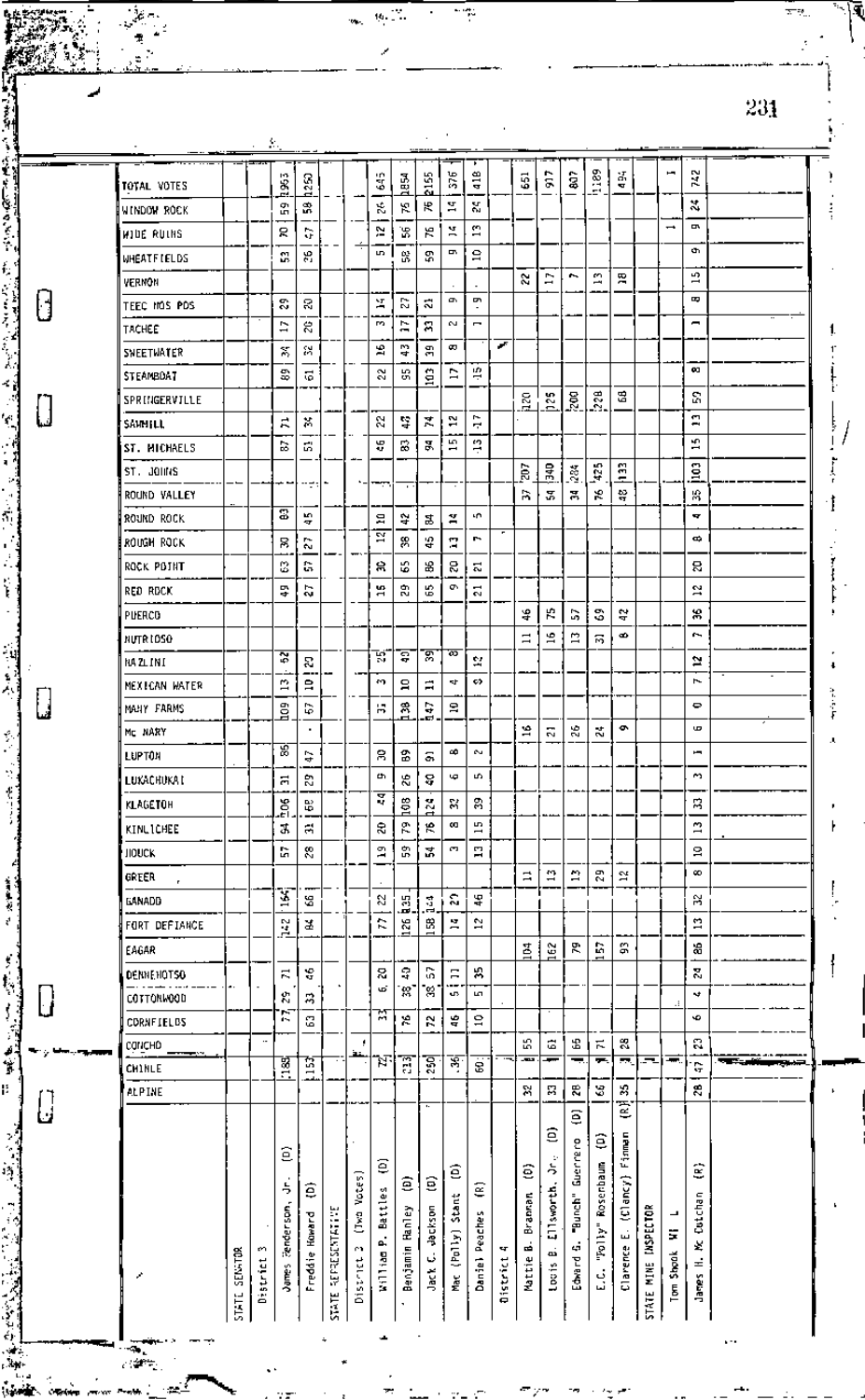| | STATE SENATOR | | STATE REPRESENTATIVE | | | | | | | | | | STATE MINE INSPECTOR | |
|---|---|---|---|---|---|---|---|---|---|---|---|---|---|---|
| | District 3 | | District 2 (Two Votes) | | | | | District 4 | | | | | | |
| | James Henderson, Jr. (D) | Freddie Howard (D) | William P. Battles (D) | Benjamin Hanley (D) | Jack C. Jackson (D) | Mae (Polly) Stant (D) | Daniel Peaches (R) | Mattie B. Brannan (D) | Louis B. Ellsworth, Jr. (D) | Edward G. "Bunch" Guerrero (D) | E.C. "Polly" Rosenbaum (D) | Clarence E. (Clancy) Finman (R) | Tom Shook WI L | James H. Mc Cutchan (R) |
| TOTAL VOTES | 1963 | 1250 | 645 | 1854 | 2155 | 376 | 418 | 651 | 917 | 807 | 1189 | 494 | 1 | 742 |
| WINDOW ROCK | 59 | 58 | 26 | 76 | 76 | 14 | 24 | | | | | | | 24 |
| WIDE RUINS | 20 | 47 | 12 | 56 | 76 | 14 | 13 | | | | | | 1 | 9 |
| WHEATFIELDS | 53 | 26 | 5 | 58 | 59 | 9 | 10 | | | | | | | 9 |
| VERNON | | | | | | | | 22 | 17 | 7 | 13 | 18 | | 15 |
| TEEC NOS POS | 29 | 20 | 14 | 27 | 21 | 9 | 9 | | | | | | | 8 |
| TACHEE | 17 | 26 | 3 | 17 | 33 | 2 | 1 | | | | | | | 1 |
| SWEETWATER | 34 | 32 | 16 | 43 | 39 | 8 | | | | | | | | |
| STEAMBOAT | 89 | 61 | 22 | 95 | 103 | 17 | 15 | | | | | | | 8 |
| SPRINGERVILLE | | | | | | | | 120 | 125 | 200 | 228 | 68 | | 59 |
| SAWMILL | 71 | 34 | 22 | 43 | 74 | 12 | 17 | | | | | | | 13 |
| ST. MICHAELS | 87 | 51 | 46 | 83 | 94 | 15 | 13 | | | | | | | 15 |
| ST. JOHNS | | | | | | | | 207 | 340 | 284 | 425 | 133 | | 103 |
| ROUND VALLEY | | | | | | | | 37 | 54 | 34 | 76 | 48 | | 35 |
| ROUND ROCK | 83 | 45 | 10 | 42 | 84 | 14 | 5 | | | | | | | 4 |
| ROUGH ROCK | 30 | 27 | 12 | 38 | 45 | 13 | 7 | | | | | | | 8 |
| ROCK POINT | 63 | 57 | 30 | 65 | 86 | 20 | 21 | | | | | | | 20 |
| RED ROCK | 49 | 27 | 15 | 29 | 65 | 9 | 21 | | | | | | | 12 |
| PUERCO | | | | | | | | 46 | 75 | 57 | 69 | 42 | | 36 |
| NUTRIOSO | | | | | | | | 11 | 16 | 13 | 31 | 8 | | 7 |
| NAZLINI | 62 | 20 | 25 | 40 | 39 | 8 | 12 | | | | | | | 12 |
| MEXICAN WATER | 13 | 10 | 3 | 10 | 11 | 4 | 9 | | | | | | | 7 |
| MANY FARMS | 109 | 67 | 31 | 138 | 147 | 10 | | | | | | | | 0 |
| Mc NARY | | | | | | | | 16 | 21 | 26 | 24 | 9 | | 6 |
| LUPTON | 86 | 47 | 30 | 89 | 91 | 8 | 2 | | | | | | | 1 |
| LUKACHUKAI | 31 | 29 | 9 | 26 | 40 | 6 | 5 | | | | | | | 3 |
| KLAGETOH | 106 | 68 | 44 | 108 | 124 | 32 | 39 | | | | | | | 33 |
| KINLICHEE | 94 | 31 | 20 | 79 | 76 | 8 | 15 | | | | | | | 13 |
| HOUCK | 57 | 28 | 19 | 59 | 54 | 3 | 13 | | | | | | | 10 |
| GREER | | | | | | | | 11 | 13 | 13 | 29 | 12 | | 8 |
| GANADO | 164 | 66 | 22 | 135 | 144 | 29 | 46 | | | | | | | 32 |
| FORT DEFIANCE | 142 | 84 | 77 | 126 | 158 | 14 | 12 | | | | | | | 13 |
| EAGAR | | | | | | | | 104 | 162 | 79 | 157 | 93 | | 86 |
| DENNEHOTSO | 71 | 46 | 20 | 40 | 57 | 11 | 35 | | | | | | | 24 |
| COTTONWOOD | 77 29 | 33 | 6 | 38 | 38 | 5 | 5 | | | | | | | 4 |
| CORNFIELDS | 63 | | 33 | 76 | 72 | 46 | 10 | | | | | | | 6 |
| CONCHO | | | | | | | | 55 | 61 | 66 | 71 | 28 | | 23 |
| CHINLE | 185 | 157 | 22 | 213 | 250 | 36 | 60 | | | | | | | 47 |
| ALPINE | | | | | | | | 32 | 33 | 28 | 66 | 35 | | 28 |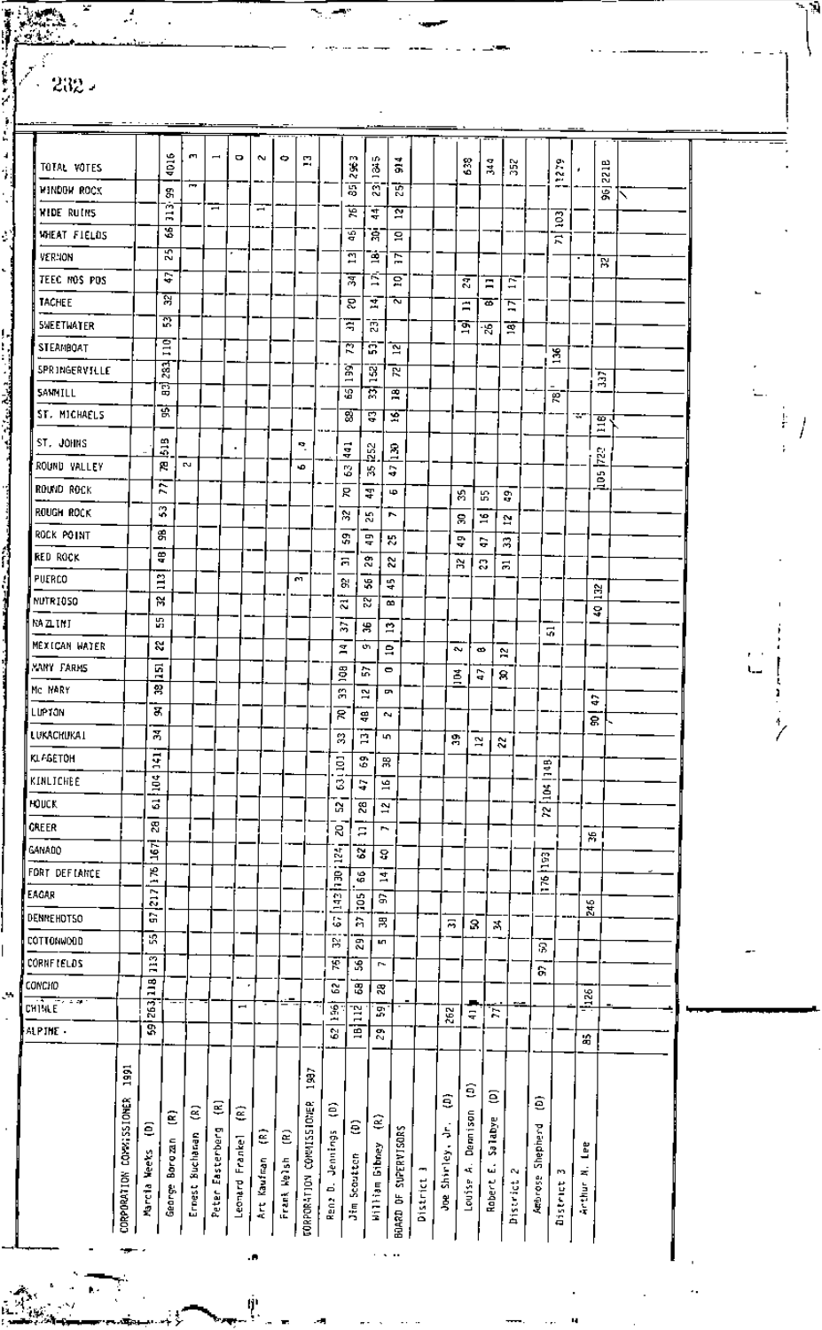| | CORPORATION COMMISSIONER 1991 | | | | | | | CORPORATION COMMISSIONER 1997 | | | BOARD OF SUPERVISORS District 1 | | | District 2 | District 3 |
|---|---|---|---|---|---|---|---|---|---|---|---|---|---|---|---|
| | Marcia Weeks (D) | George Borozan (R) | Ernest Buchanan (R) | Peter Easterberg (R) | Leonard Frankel (R) | Art Kaufman (R) | Frank Welsh (R) | Renz D. Jennings (D) | Jim Scoutten (D) | William Gibney (R) | Joe Shirley, Jr. (D) | Louise A. Dennison (D) | Robert E. Salabye (D) | Ambrose Shepherd (D) | Arthur N. Lee |
| TOTAL VOTES | 4016 | 3 | 1 | 0 | 2 | 0 | 13 | 2963 | 1845 | 914 | 639 | 344 | 352 | 1279 | 2218 |
| WINDOW ROCK | 99 | 1 | | | | | | 85 | 23 | 25 | | | | | 96 |
| WIDE RUINS | 313 | | 1 | | 1 | | | 76 | 44 | 12 | | | | 103 | |
| WHEAT FIELDS | 66 | | | | | | | 46 | 30 | 10 | | | | 71 | |
| VERNON | 25 | | | | | | | 13 | 18 | 17 | | | | | 32 |
| TEEC NOS POS | 47 | | | | | | | 34 | 17 | 10 | 24 | 11 | 17 | | |
| TACHEE | 32 | | | | | | | 20 | 14 | 2 | 11 | 8 | 17 | | |
| SWEETWATER | 53 | | | | | | | 31 | 23 | | 19 | 26 | 18 | | |
| STEAMBOAT | 110 | | | | | | | 73 | 53 | 12 | | | | 136 | |
| SPRINGERVILLE | 283 | | | | | | | 199 | 152 | 72 | | | | | 337 |
| SAWMILL | 83 | | | | | | | 65 | 33 | 18 | | | | 78 | |
| ST. MICHAELS | 95 | | | | | | | 88 | 43 | 16 | | | | | 118 |
| ST. JOHNS | 518 | | | | | | 4 | 441 | 252 | 130 | | | | | 722 |
| ROUND VALLEY | 78 | 2 | | | | | 6 | 63 | 35 | 47 | | | | | 105 |
| ROUND ROCK | 77 | | | | | | | 70 | 44 | 6 | 35 | 55 | 49 | | |
| ROUGH ROCK | 53 | | | | | | | 32 | 25 | 7 | 30 | 16 | 12 | | |
| ROCK POINT | 98 | | | | | | | 59 | 49 | 25 | 49 | 47 | 33 | | |
| RED ROCK | 48 | | | | | | | 31 | 29 | 22 | 32 | 23 | 31 | | |
| PUERCO | 113 | | | | | | 3 | 92 | 56 | 45 | | | | | 132 |
| NUTRIOSO | 32 | | | | | | | 21 | 22 | 8 | | | | | 40 |
| NAZLINI | 55 | | | | | | | 37 | 36 | 13 | | | | 51 | |
| MEXICAN WATER | 22 | | | | | | | 14 | 9 | 10 | 2 | 8 | 12 | | |
| MANY FARMS | 151 | | | | | | | 108 | 57 | 0 | 104 | 47 | 30 | | |
| Mc NARY | 38 | | | | | | | 33 | 12 | 9 | | | | | 47 |
| LUPTON | 94 | | | | | | | 70 | 48 | 2 | | | | | 90 |
| LUKACHUKAI | 34 | | | | | | | 33 | 13 | 5 | 39 | 12 | 22 | | |
| KLAGETOH | 141 | | | | | | | 101 | 69 | 38 | | | | 148 | |
| KINLICHEE | 104 | | | | | | | 63 | 47 | 16 | | | | 104 | |
| HOUCK | 61 | | | | | | | 52 | 28 | 12 | | | | 72 | |
| GREER | 28 | | | | | | | 20 | 11 | 7 | | | | | 36 |
| GANADO | 167 | | | | | | | 124 | 62 | 40 | | | | 193 | |
| FORT DEFIANCE | 176 | | | | | | | 130 | 66 | 14 | | | | 176 | |
| EAGAR | 217 | | | | | | | 143 | 105 | 97 | | | | | 246 |
| DENNEHOTSO | 97 | | | | | | | 67 | 37 | 38 | 31 | 50 | 34 | | |
| COTTONWOOD | 55 | | | | | | | 32 | 29 | 5 | | | | 50 | |
| CORNFIELDS | 113 | | | | | | | 76 | 56 | 7 | | | | 97 | |
| CONCHO | 118 | | | | | | | 62 | 68 | 28 | | | | | 126 |
| CHINLE | 263 | | | | 1 | | | 136 | 112 | 59 | 262 | 41 | 77 | | |
| ALPINE | 59 | | | | | | | 62 | 18 | 29 | | | | | 85 |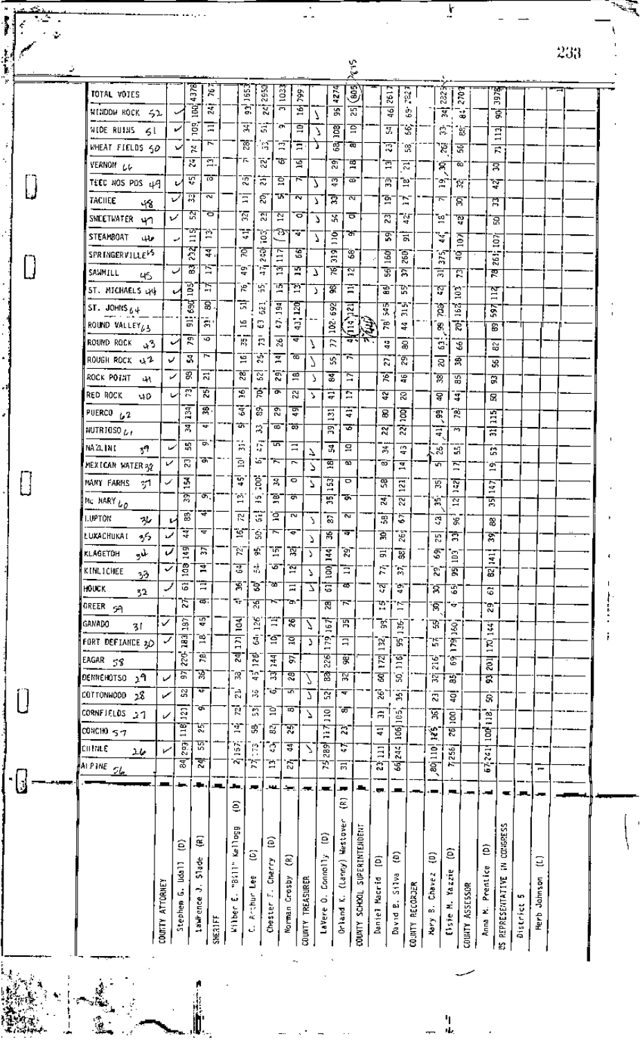| Precinct | County Attorney: Stephen G. Udall (D) | County Attorney: Lawrence J. Slade (R) | Sheriff: Wilber E. "Bill" Kellogg (D) | Sheriff: C. Arthur Lee (D) | Sheriff: Chester F. Cherry (D) | Sheriff: Norman Crosby (R) | County Treasurer: LaVere O. Connolly (D) | County Treasurer: Orland K. (Laney) Westover (R) | County School Superintendent: Daniel Macrid (D) | County School Superintendent: David B. Silva (D) | County Recorder: Mary B. Chavez (D) | County Recorder: Elsie M. Yazzie (D) | County Assessor: Anna M. Prentice (D) | US Representative in Congress, District 5: Herb Johnson (L) |
|---|---|---|---|---|---|---|---|---|---|---|---|---|---|---|
| TOTAL VOTES | 4378 | 767 | 1553 | 2950 | 1033 | 799 | 4274 | (605) 615 | 2617 | 2521 | 2823 | 2702 | 3976 | |
| WINDOW ROCK 52 | 100 | 24 | 93 | 24 | 3 | 16 | 96 | 25 | 46 | 69 | 34 | 84 | 90 | |
| WIDE RUINS 51 | 109 | 11 | 34 | 51 | 9 | 10 | 108 | 10 | 54 | 56 | 33 | 88 | 113 | |
| WHEAT FIELDS 50 | 74 | 7 | 28 | 33 | 13 | 11 | 68 | 8 | 23 | 58 | 26 | 56 | 71 | |
| VERNON 66 | 24 | 13 | 7 | 22 | 6 | 16 | 29 | 18 | 13 | 21 | 30 | 8 | 30 | |
| TEEC NOS POS 49 | 45 | 8 | 25 | 21 | 10 | 7 | 43 | 8 | 33 | 18 | 19 | 32 | 42 | |
| TACIEE 48 | 33 | 2 | 11 | 20 | 5 | 2 | 33 | 2 | 19 | 17 | 7 | 30 | 33 | |
| SWEETWATER 47 | 52 | 0 | 32 | 23 | 12 | 0 | 54 | 0 | 23 | 42 | 18 | 42 | 50 | |
| STEAMBOAT 46 | 115 | 13 | 41 | 103 | 3 | 4 | 110 | 9 | 59 | 91 | 44 | 107 | 107 | |
| SPRINGERVILLE 65 | 232 | 44 | 70 | 240 | 117 | 66 | 319 | 66 | 160 | 260 | 375 | 40 | 261 | |
| SAWMILL 45 | 83 | 17 | 49 | 47 | 13 | 15 | 76 | 32 | 56 | 37 | 31 | 73 | 78 | |
| ST. MICHAELS 44 | 105 | 17 | 76 | 55 | 15 | 13 | 98 | 11 | 86 | 55 | 42 | 103 | 112 | |
| ST. JOHNS 64 | 680 | 80 | 51 | 621 | 194 | 120 | 692 | 121 | 545 | 315 | 708 | 162 | 597 | |
| ROUND VALLEY 63 | 91 | 31 | 16 | 63 | 47 | 43 | 102 | 114 | 78 | 44 | 99 | 20 | 89 | |
| ROUND ROCK 43 | 79 | 6 | 35 | 73 | 26 | 4 | 77 | 4 | 44 | 80 | 63 | 66 | 82 | |
| ROUGH ROCK 42 | 54 | 7 | 16 | 25 | 14 | 8 | 55 | 7 | 27 | 29 | 20 | 38 | 56 | |
| ROCK POINT 41 | 98 | 21 | 28 | 62 | 29 | 18 | 84 | 17 | 76 | 46 | 38 | 85 | 93 | |
| RED ROCK 40 | 73 | 25 | 16 | 70 | 9 | 22 | 41 | 17 | 42 | 20 | 40 | 44 | 50 | |
| PUERCO 62 | 134 | 38 | 64 | 89 | 29 | 49 | 131 | 41 | 80 | 100 | 99 | 78 | 115 | |
| NUTRIOSO 61 | 34 | 4 | 5 | 33 | 8 | 8 | 39 | 6 | 22 | 22 | 41 | 3 | 31 | |
| NAZLINI 39 | 55 | 9 | 31 | 6 | 5 | 11 | 54 | 10 | 34 | 43 | 26 | 55 | 53 | |
| MEXICAN WATER 38 | 23 | 9 | 10 | 6 | 7 | 7 | 18 | 8 | 8 | 14 | 5 | 17 | 19 | |
| MANY FARMS 37 | 154 | | 45 | 100 | 34 | 0 | 153 | 0 | 58 | 121 | 35 | 142 | 147 | |
| Mc NARY 60 | 39 | 9 | 13 | 15 | 18 | 9 | 35 | 9 | 24 | 22 | 35 | 12 | 35 | |
| LUPTON 36 | 88 | 4 | 72 | 61 | 10 | 2 | 87 | 2 | 58 | 67 | 43 | 96 | 88 | |
| LUKACHUKAI 35 | 44 | 4 | 16 | 50 | 7 | 4 | 36 | 4 | 30 | 26 | 25 | 33 | 39 | |
| KLAGETOH 34 | 149 | 37 | 72 | 95 | 15 | 32 | 144 | 29 | 91 | 98 | 69 | 103 | 141 | |
| KINLICHEE 33 | 108 | 14 | 64 | 54 | 6 | 12 | 100 | 11 | 77 | 37 | 29 | 95 | 82 | |
| HOUCK 32 | 61 | 11 | 36 | 60 | 8 | 11 | 61 | 8 | 42 | 49 | 30 | 65 | 61 | |
| GREER 59 | 27 | 8 | 4 | 26 | 7 | 9 | 28 | 7 | 15 | 17 | 30 | 4 | 29 | |
| GANADO 31 | 197 | 45 | 104 | 126 | 11 | 26 | 167 | 35 | 93 | 136 | 55 | 160 | 144 | |
| FORT DEFIANCE 30 | 183 | 18 | 171 | 64 | 10 | 10 | 179 | 11 | 132 | 95 | 57 | 179 | 170 | |
| EAGAR 58 | 275 | 78 | 24 | 144 | 97 | | 226 | 98 | 172 | 116 | 216 | 69 | 201 | |
| DENNEHOTSO 29 | 97 | 36 | 38 | 45 | 33 | 28 | 83 | 32 | 60 | 50 | 32 | 85 | 93 | |
| COTTONWOOD 28 | 52 | 4 | 21 | 36 | 6 | 5 | 52 | 4 | 26 | 35 | 23 | 40 | 50 | |
| CORNFIELDS 27 | 121 | 9 | 72 | 53 | 10 | 8 | 110 | 8 | 31 | 105 | 36 | 100 | 118 | |
| CONCHO 57 | 118 | 25 | 14 | 58 | 82 | 25 | 117 | 23 | 41 | 106 | 125 | 26 | 100 | |
| CHINLE 26 | 299 | 55 | 157 | 173 | 43 | 44 | 289 | 47 | 111 | 244 | 110 | 256 | 241 | |
| ALPINE 56 | 84 | 24 | 2 | 77 | 13 | 27 | 75 | 31 | 23 | 66 | 80 | 7 | 67 | |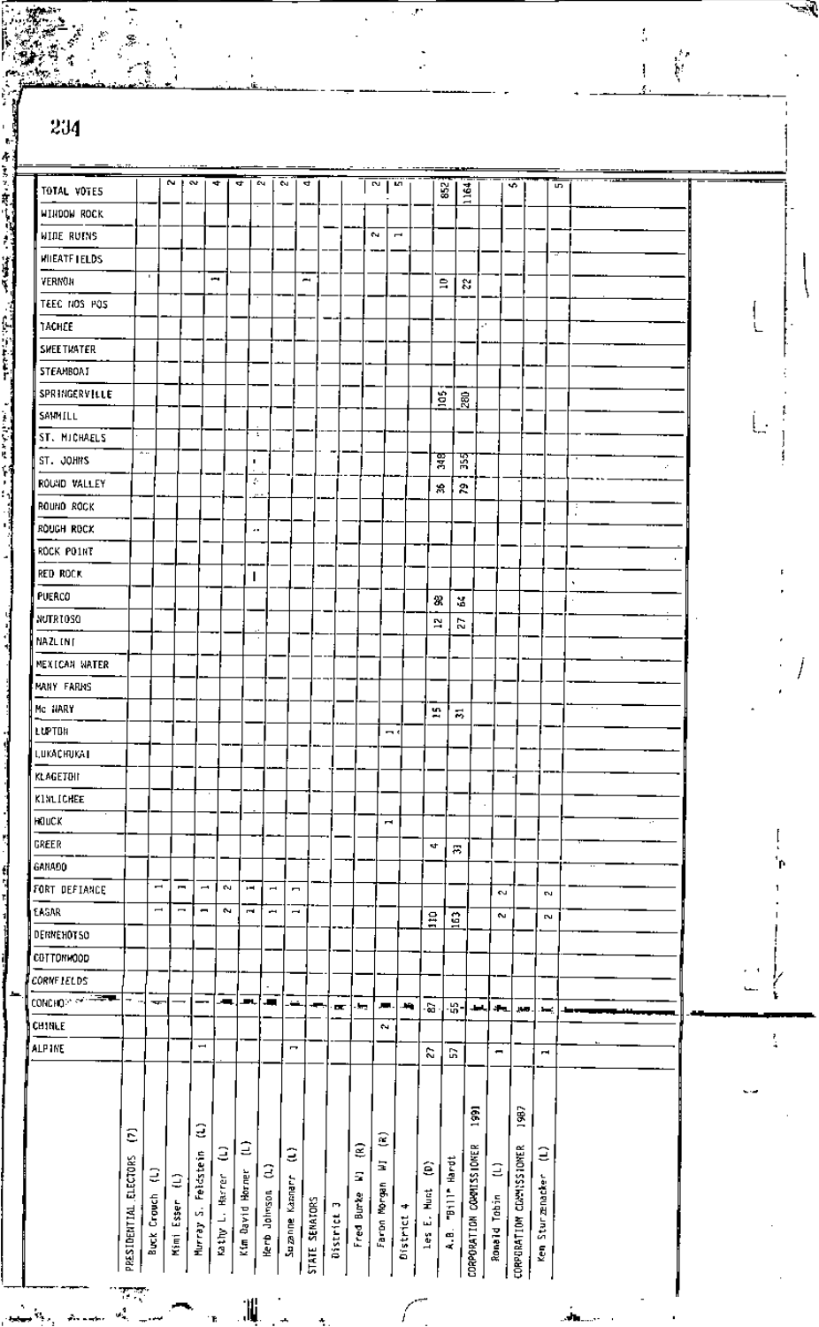| | PRESIDENTIAL ELECTORS (7) | Buck Crouch (L) | Mimi Esser (L) | Murray S. Feldstein (L) | Kathy L. Harrer (L) | Kim David Horner (L) | Herb Johnson (L) | Suzanne Kaznarr (L) | STATE SENATORS | District 3 | Fred Burke WI (R) | Faron Morgan WI (R) | District 4 | Les E. Hunt (D) | A.B. "Bill" Hardt | CORPORATION COMMISSIONER 1991 | Ronald Tobin (L) | CORPORATION COMMISSIONER 1987 | Ken Sturzenacker (L) |
|---|---|---|---|---|---|---|---|---|---|---|---|---|---|---|---|---|---|---|---|
| TOTAL VOTES | | 2 | 2 | 4 | 4 | 2 | 2 | 4 | | | 2 | 5 | | 852 | 1164 | | 5 | | 5 |
| WINDOW ROCK | | | | | | | | | | | | | | | | | | | |
| WIDE RUINS | | | | | | | | | | | 2 | 1 | | | | | | | |
| WHEATFIELDS | | | | | | | | | | | | | | | | | | | |
| VERNON | | | | 1 | | | | 1 | | | | | | 10 | 22 | | | | |
| TEEC NOS POS | | | | | | | | | | | | | | | | | | | |
| TACHEE | | | | | | | | | | | | | | | | | | | |
| SWEETWATER | | | | | | | | | | | | | | | | | | | |
| STEAMBOAT | | | | | | | | | | | | | | | | | | | |
| SPRINGERVILLE | | | | | | | | | | | | | | 105 | 280 | | | | |
| SAWMILL | | | | | | | | | | | | | | | | | | | |
| ST. MICHAELS | | | | | | | | | | | | | | | | | | | |
| ST. JOHNS | | | | | | | | | | | | | | 348 | 355 | | | | |
| ROUND VALLEY | | | | | | | | | | | | | | 36 | 79 | | | | |
| ROUND ROCK | | | | | | | | | | | | | | | | | | | |
| ROUGH ROCK | | | | | | | | | | | | | | | | | | | |
| ROCK POINT | | | | | | | | | | | | | | | | | | | |
| RED ROCK | | | | | | | | | | | | | | | | | | | |
| PUERCO | | | | | | | | | | | | | | 98 | 64 | | | | |
| NUTRIOSO | | | | | | | | | | | | | | 12 | 27 | | | | |
| NAZLINI | | | | | | | | | | | | | | | | | | | |
| MEXICAN WATER | | | | | | | | | | | | | | | | | | | |
| MANY FARMS | | | | | | | | | | | | | | | | | | | |
| Mc NARY | | | | | | | | | | | | | | 15 | 31 | | | | |
| LUPTON | | | | | | | | | | | | 1 | | | | | | | |
| LUKACHUKAI | | | | | | | | | | | | | | | | | | | |
| KLAGETOH | | | | | | | | | | | | | | | | | | | |
| KINLICHEE | | | | | | | | | | | | | | | | | | | |
| HOUCK | | | | | | | | | | | | 1 | | | | | | | |
| GREER | | | | | | | | | | | | | | 4 | 31 | | | | |
| GANADO | | | | | | | | | | | | | | | | | | | |
| FORT DEFIANCE | | 1 | 1 | 1 | 2 | 1 | 1 | 1 | | | | | | | | | 2 | | 2 |
| EAGAR | | 1 | 1 | 1 | 2 | 1 | 1 | 1 | | | | | | 110 | 163 | | 2 | | 2 |
| DENNEHOTSO | | | | | | | | | | | | | | | | | | | |
| COTTONWOOD | | | | | | | | | | | | | | | | | | | |
| CORNFIELDS | | | | | | | | | | | | | | | | | | | |
| CONCHO | | | | | | | | | | | | | | 87 | 55 | | | | |
| CHINLE | | | | | | | | | | | | 2 | | | | | | | |
| ALPINE | | | | 1 | | | | 1 | | | | | | 27 | 57 | | 1 | | 1 |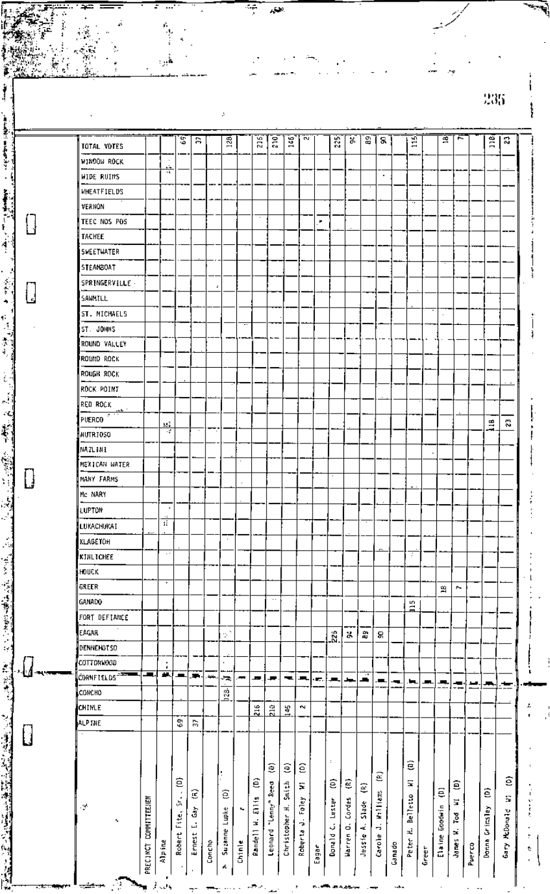| PRECINCT COMMITTEEMEN | ALPINE | CHINLE | CONCHO | EAGAR | GANADO | GREER | PUERCO | TOTAL VOTES |
|---|---|---|---|---|---|---|---|---|
| **Alpine** | | | | | | | | |
| Robert Fite, Sr. (D) | 69 | | | | | | | 69 |
| Ernest E. Gay (R) | 37 | | | | | | | 37 |
| **Concho** | | | | | | | | |
| Suzanne Lupke (D) | | | 128 | | | | | 128 |
| **Chinle** | | | | | | | | |
| Randell W. Ellis (D) | | 216 | | | | | | 216 |
| Leonard "Lenny" Reed (D) | | 210 | | | | | | 210 |
| Christopher H. Smith (D) | | 145 | | | | | | 145 |
| Roberta J. Foley WI (D) | | 2 | | | | | | 2 |
| **Eagar** | | | | | | | | |
| Donald C. Lester (D) | | | | 225 | | | | 225 |
| Warren O. Cordes (R) | | | | 94 | | | | 94 |
| Jessie A. Slade (R) | | | | 89 | | | | 89 |
| Carole J. Williams (R) | | | | 90 | | | | 90 |
| **Ganado** | | | | | | | | |
| Peter K. Belletto WI (D) | | | | | 115 | | | 115 |
| **Greer** | | | | | | | | |
| Elaine Goodwin (D) | | | | | | 18 | | 18 |
| James W. Tod WI (D) | | | | | | 7 | | 7 |
| **Puerco** | | | | | | | | |
| Donna Grimsley (D) | | | | | | | 118 | 118 |
| Gary McDonald WI (D) | | | | | | | 23 | 23 |

Other precincts listed with no votes recorded: WINDOW ROCK, WIDE RUINS, WHEATFIELDS, VERNON, TEEC NOS POS, TACHEE, SWEETWATER, STEAMBOAT, SPRINGERVILLE, SAWMILL, ST. MICHAELS, ST. JOHNS, ROUND VALLEY, ROUND ROCK, ROUGH ROCK, ROCK POINT, RED ROCK, NUTRIOSO, NAZLINI, MEXICAN WATER, MANY FARMS, Mc NARY, LUPTON, LUKACHUKAI, KLAGETOH, KINLICHEE, HOUCK, FORT DEFIANCE, DENNEHOTSO, COTTONWOOD, CORNFIELDS.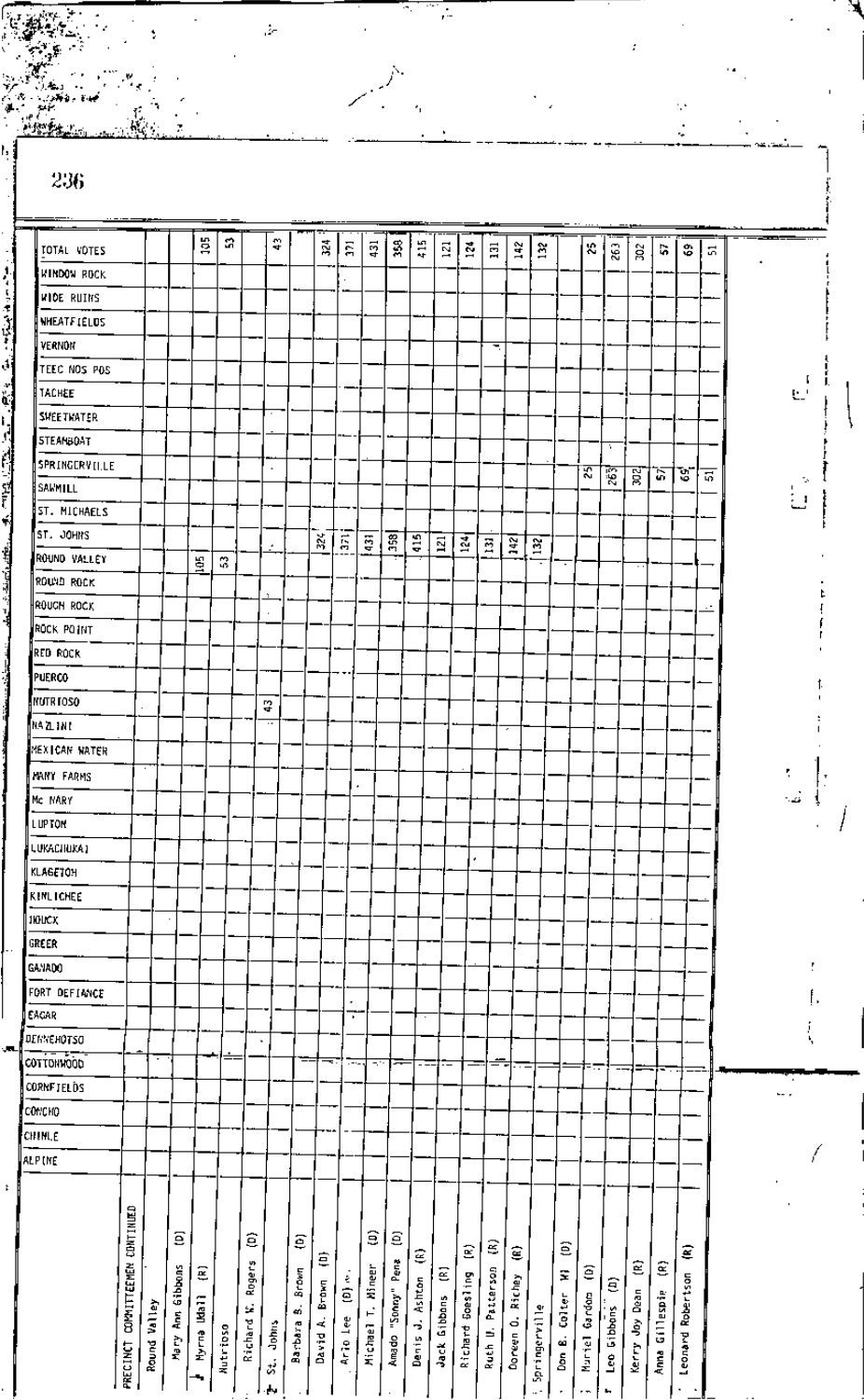| PRECINCT COMMITTEEMEN CONTINUED | ALPINE | CHINLE | CONCHO | CORNFIELDS | COTTONWOOD | DENNEHOTSO | EAGAR | FORT DEFIANCE | GANADO | GREER | HOUCK | KINLICHEE | KLAGETOH | LUKACHUKAI | LUPTON | Mc NARY | MANY FARMS | MEXICAN WATER | NAZLINI | NUTRIOSO | PUERCO | RED ROCK | ROCK POINT | ROUGH ROCK | ROUND ROCK | ROUND VALLEY | ST. JOHNS | ST. MICHAELS | SAWMILL | SPRINGERVILLE | STEAMBOAT | SWEETWATER | TACHEE | TEEC NOS POS | VERNON | WHEATFIELDS | WIDE RUINS | WINDOW ROCK | TOTAL VOTES |
|---|---|---|---|---|---|---|---|---|---|---|---|---|---|---|---|---|---|---|---|---|---|---|---|---|---|---|---|---|---|---|---|---|---|---|---|---|---|---|---|
| Round Valley | | | | | | | | | | | | | | | | | | | | | | | | | | | | | | | | | | | | | | | |
| Mary Ann Gibbons (D) | | | | | | | | | | | | | | | | | | | | | | | | | | 105 | | | | | | | | | | | | | 105 |
| Myrna Udall (R) | | | | | | | | | | | | | | | | | | | | | | | | | | 53 | | | | | | | | | | | | | 53 |
| Nutrioso | | | | | | | | | | | | | | | | | | | | | | | | | | | | | | | | | | | | | | | |
| Richard N. Rogers (D) | | | | | | | | | | | | | | | | | | | | 43 | | | | | | | | | | | | | | | | | | | 43 |
| St. Johns | | | | | | | | | | | | | | | | | | | | | | | | | | | | | | | | | | | | | | | |
| Barbara B. Brown (D) | | | | | | | | | | | | | | | | | | | | | | | | | | | 324 | | | | | | | | | | | | 324 |
| David A. Brown (D) | | | | | | | | | | | | | | | | | | | | | | | | | | | 371 | | | | | | | | | | | | 371 |
| Ario Lee (D) | | | | | | | | | | | | | | | | | | | | | | | | | | | 431 | | | | | | | | | | | | 431 |
| Michael T. Mineer (D) | | | | | | | | | | | | | | | | | | | | | | | | | | | 358 | | | | | | | | | | | | 358 |
| Amado "Sonny" Pena (D) | | | | | | | | | | | | | | | | | | | | | | | | | | | 415 | | | | | | | | | | | | 415 |
| Denis J. Ashton (R) | | | | | | | | | | | | | | | | | | | | | | | | | | | 121 | | | | | | | | | | | | 121 |
| Jack Gibbons (R) | | | | | | | | | | | | | | | | | | | | | | | | | | | 124 | | | | | | | | | | | | 124 |
| Richard Goesling (R) | | | | | | | | | | | | | | | | | | | | | | | | | | | 131 | | | | | | | | | | | | 131 |
| Ruth U. Patterson (R) | | | | | | | | | | | | | | | | | | | | | | | | | | | 142 | | | | | | | | | | | | 142 |
| Doreen O. Richey (R) | | | | | | | | | | | | | | | | | | | | | | | | | | | 132 | | | | | | | | | | | | 132 |
| Springerville | | | | | | | | | | | | | | | | | | | | | | | | | | | | | | | | | | | | | | | |
| Don B. Colter III (D) | | | | | | | | | | | | | | | | | | | | | | | | | | | | | | 25 | | | | | | | | | 25 |
| Muriel Gardom (D) | | | | | | | | | | | | | | | | | | | | | | | | | | | | | | 263 | | | | | | | | | 263 |
| Leo Gibbons (D) | | | | | | | | | | | | | | | | | | | | | | | | | | | | | | 302 | | | | | | | | | 302 |
| Kerry Joy Dean (R) | | | | | | | | | | | | | | | | | | | | | | | | | | | | | | 57 | | | | | | | | | 57 |
| Anne Gillespie (R) | | | | | | | | | | | | | | | | | | | | | | | | | | | | | | 69 | | | | | | | | | 69 |
| Leonard Robertson (R) | | | | | | | | | | | | | | | | | | | | | | | | | | | | | | 51 | | | | | | | | | 51 |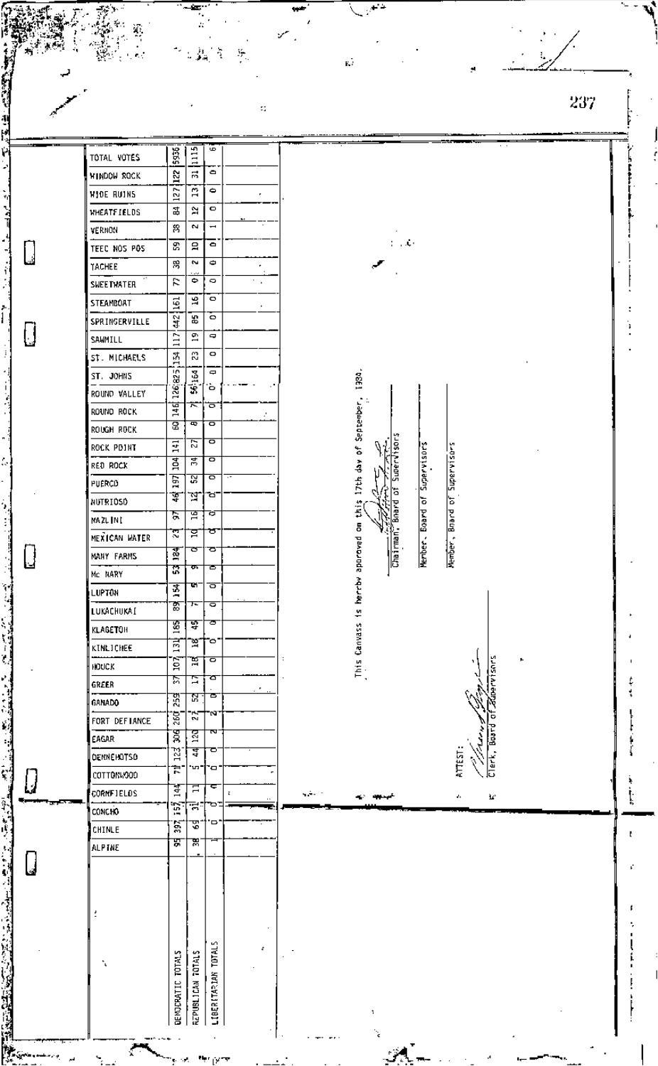| | DEMOCRATIC TOTALS | REPUBLICAN TOTALS | LIBERTARIAN TOTALS |
|---|---|---|---|
| ALPINE | 95 | 38 | 1 |
| CHINLE | 397 | 69 | 0 |
| CONCHO | 157 | 31 | 0 |
| CORNFIELDS | 144 | 11 | 0 |
| COTTONWOOD | 71 | 5 | 0 |
| DENNEHOTSO | 123 | 44 | 0 |
| EAGAR | 306 | 120 | 2 |
| FORT DEFIANCE | 260 | 27 | 2 |
| GANADO | 259 | 52 | 0 |
| GREER | 37 | 17 | 0 |
| HOUCK | 107 | 18 | 0 |
| KINLICHEE | 131 | 18 | 0 |
| KLAGETOH | 185 | 45 | 0 |
| LUKACHUKAI | 89 | 7 | 0 |
| LUPTON | 154 | 5 | 0 |
| Mc NARY | 53 | 9 | 0 |
| MANY FARMS | 184 | 0 | 0 |
| MEXICAN WATER | 23 | 10 | 0 |
| MAZLINI | 97 | 16 | 0 |
| NUTRIOSO | 46 | 12 | 0 |
| PUERCO | 197 | 52 | 0 |
| RED ROCK | 104 | 34 | 0 |
| ROCK POINT | 141 | 27 | 0 |
| ROUGH ROCK | 60 | 8 | 0 |
| ROUND ROCK | 146 | 7 | 0 |
| ROUND VALLEY | 126 | 56 | 0 |
| ST. JOHNS | 825 | 164 | 0 |
| ST. MICHAELS | 154 | 23 | 0 |
| SAWMILL | 117 | 19 | 0 |
| SPRINGERVILLE | 442 | 85 | 0 |
| STEAMBOAT | 161 | 16 | 0 |
| SWEETWATER | 77 | 0 | 0 |
| TACHEE | 38 | 2 | 0 |
| TEEC NOS POS | 59 | 10 | 0 |
| VERNON | 38 | 2 | 1 |
| WHEATFIELDS | 84 | 12 | 0 |
| WIDE RUINS | 127 | 13 | 0 |
| WINDOW ROCK | 122 | 31 | 0 |
| TOTAL VOTES | 5936 | 1115 | 6 |

This Canvass is hereby approved on this 17th day of September, 1984.

Chairman, Board of Supervisors

Member, Board of Supervisors

Member, Board of Supervisors

ATTEST:

Clerk, Board of Supervisors